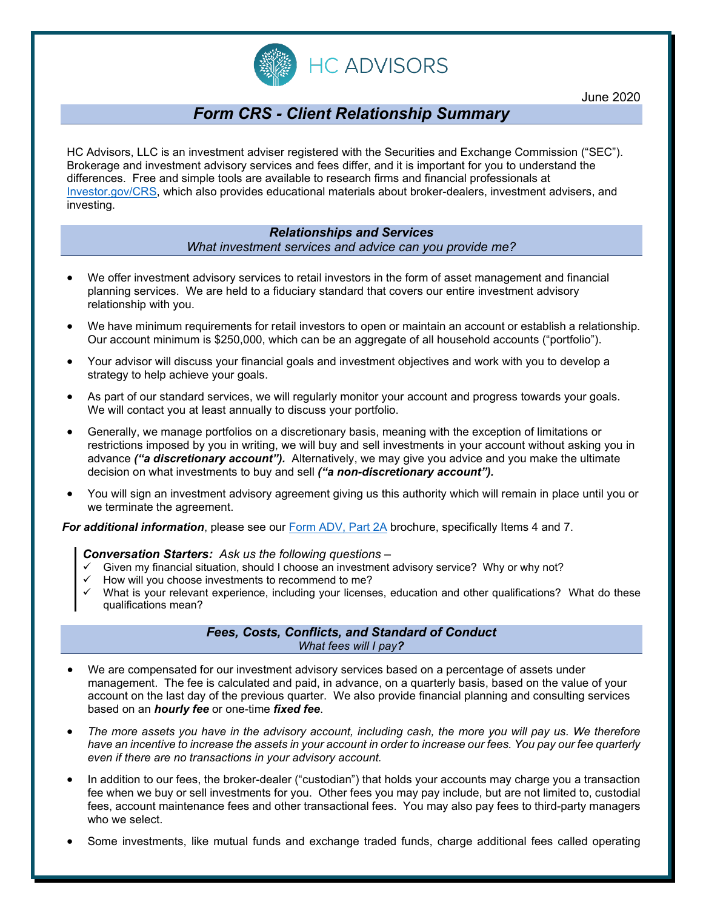HC ADVISORS

June 2020

# *Form CRS - Client Relationship Summary*

HC Advisors, LLC is an investment adviser registered with the Securities and Exchange Commission ("SEC"). Brokerage and investment advisory services and fees differ, and it is important for you to understand the differences. Free and simple tools are available to research firms and financial professionals at [Investor.gov/CRS](Investor.gov/CRS), which also provides educational materials about broker-dealers, investment advisers, and investing.

## *Relationships and Services*

*What investment services and advice can you provide me?*

- We offer investment advisory services to retail investors in the form of asset management and financial planning services. We are held to a fiduciary standard that covers our entire investment advisory relationship with you.
- We have minimum requirements for retail investors to open or maintain an account or establish a relationship. Our account minimum is $250,000, which can be an aggregate of all household accounts ("portfolio").
- Your advisor will discuss your financial goals and investment objectives and work with you to develop a strategy to help achieve your goals.
- As part of our standard services, we will regularly monitor your account and progress towards your goals. We will contact you at least annually to discuss your portfolio.
- Generally, we manage portfolios on a discretionary basis, meaning with the exception of limitations or restrictions imposed by you in writing, we will buy and sell investments in your account without asking you in advance ***("a discretionary account").*** Alternatively, we may give you advice and you make the ultimate decision on what investments to buy and sell ***("a non-discretionary account").***
- You will sign an investment advisory agreement giving us this authority which will remain in place until you or we terminate the agreement.

***For additional information***, please see our [Form ADV, Part 2A](Form ADV, Part 2A) brochure, specifically Items 4 and 7.

> ***Conversation Starters:*** *Ask us the following questions –*
> - ✓ Given my financial situation, should I choose an investment advisory service? Why or why not?
> - ✓ How will you choose investments to recommend to me?
> - ✓ What is your relevant experience, including your licenses, education and other qualifications? What do these qualifications mean?

## *Fees, Costs, Conflicts, and Standard of Conduct*

*What fees will I pay?*

- We are compensated for our investment advisory services based on a percentage of assets under management. The fee is calculated and paid, in advance, on a quarterly basis, based on the value of your account on the last day of the previous quarter. We also provide financial planning and consulting services based on an ***hourly fee*** or one-time ***fixed fee***.
- *The more assets you have in the advisory account, including cash, the more you will pay us. We therefore have an incentive to increase the assets in your account in order to increase our fees. You pay our fee quarterly even if there are no transactions in your advisory account.*
- In addition to our fees, the broker-dealer ("custodian") that holds your accounts may charge you a transaction fee when we buy or sell investments for you. Other fees you may pay include, but are not limited to, custodial fees, account maintenance fees and other transactional fees. You may also pay fees to third-party managers who we select.
- Some investments, like mutual funds and exchange traded funds, charge additional fees called operating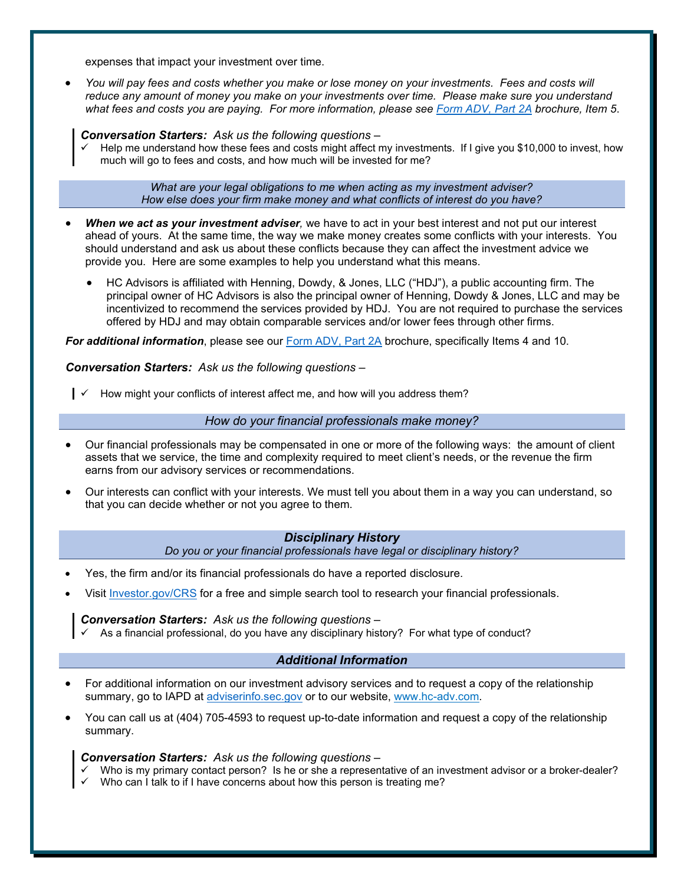expenses that impact your investment over time.

- *You will pay fees and costs whether you make or lose money on your investments. Fees and costs will reduce any amount of money you make on your investments over time. Please make sure you understand what fees and costs you are paying. For more information, please see [Form ADV, Part 2A](#) brochure, Item 5.*

> ***Conversation Starters:*** *Ask us the following questions –*
> - ✓ Help me understand how these fees and costs might affect my investments. If I give you $10,000 to invest, how much will go to fees and costs, and how much will be invested for me?

## *What are your legal obligations to me when acting as my investment adviser? How else does your firm make money and what conflicts of interest do you have?*

- ***When we act as your investment adviser****,* we have to act in your best interest and not put our interest ahead of yours. At the same time, the way we make money creates some conflicts with your interests. You should understand and ask us about these conflicts because they can affect the investment advice we provide you. Here are some examples to help you understand what this means.
  - HC Advisors is affiliated with Henning, Dowdy, & Jones, LLC ("HDJ"), a public accounting firm. The principal owner of HC Advisors is also the principal owner of Henning, Dowdy & Jones, LLC and may be incentivized to recommend the services provided by HDJ. You are not required to purchase the services offered by HDJ and may obtain comparable services and/or lower fees through other firms.

***For additional information***, please see our [Form ADV, Part 2A](#) brochure, specifically Items 4 and 10.

***Conversation Starters:*** *Ask us the following questions –*

> - ✓ How might your conflicts of interest affect me, and how will you address them?

## *How do your financial professionals make money?*

- Our financial professionals may be compensated in one or more of the following ways: the amount of client assets that we service, the time and complexity required to meet client's needs, or the revenue the firm earns from our advisory services or recommendations.
- Our interests can conflict with your interests. We must tell you about them in a way you can understand, so that you can decide whether or not you agree to them.

## ***Disciplinary History***

*Do you or your financial professionals have legal or disciplinary history?*

- Yes, the firm and/or its financial professionals do have a reported disclosure.
- Visit [Investor.gov/CRS](#) for a free and simple search tool to research your financial professionals.

> ***Conversation Starters:*** *Ask us the following questions –*
> - ✓ As a financial professional, do you have any disciplinary history? For what type of conduct?

## ***Additional Information***

- For additional information on our investment advisory services and to request a copy of the relationship summary, go to IAPD at [adviserinfo.sec.gov](#) or to our website, [www.hc-adv.com](#).
- You can call us at (404) 705-4593 to request up-to-date information and request a copy of the relationship summary.

> ***Conversation Starters:*** *Ask us the following questions –*
> - ✓ Who is my primary contact person? Is he or she a representative of an investment advisor or a broker-dealer?
> - ✓ Who can I talk to if I have concerns about how this person is treating me?